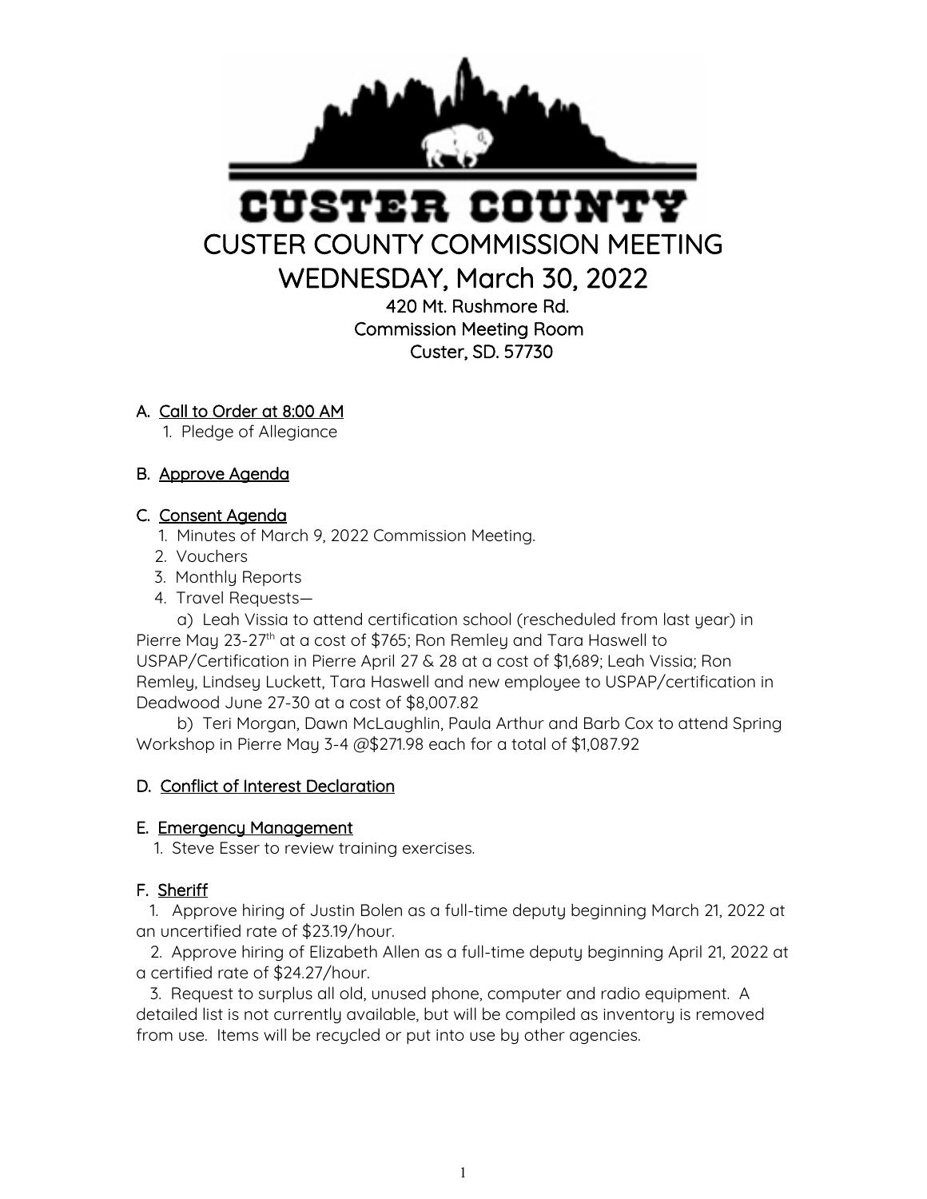CUSTER COUNTY

# CUSTER COUNTY COMMISSION MEETING
# WEDNESDAY, March 30, 2022

**420 Mt. Rushmore Rd.**
**Commission Meeting Room**
**Custer, SD. 57730**

## A. <u>Call to Order at 8:00 AM</u>

1. Pledge of Allegiance

## B. <u>Approve Agenda</u>

## C. <u>Consent Agenda</u>

1. Minutes of March 9, 2022 Commission Meeting.
2. Vouchers
3. Monthly Reports
4. Travel Requests—

   a) Leah Vissia to attend certification school (rescheduled from last year) in Pierre May 23-27th at a cost of $765; Ron Remley and Tara Haswell to USPAP/Certification in Pierre April 27 & 28 at a cost of $1,689; Leah Vissia; Ron Remley, Lindsey Luckett, Tara Haswell and new employee to USPAP/certification in Deadwood June 27-30 at a cost of $8,007.82

   b) Teri Morgan, Dawn McLaughlin, Paula Arthur and Barb Cox to attend Spring Workshop in Pierre May 3-4 @$271.98 each for a total of $1,087.92

## D. <u>Conflict of Interest Declaration</u>

## E. <u>Emergency Management</u>

1. Steve Esser to review training exercises.

## F. <u>Sheriff</u>

1. Approve hiring of Justin Bolen as a full-time deputy beginning March 21, 2022 at an uncertified rate of $23.19/hour.
2. Approve hiring of Elizabeth Allen as a full-time deputy beginning April 21, 2022 at a certified rate of $24.27/hour.
3. Request to surplus all old, unused phone, computer and radio equipment. A detailed list is not currently available, but will be compiled as inventory is removed from use. Items will be recycled or put into use by other agencies.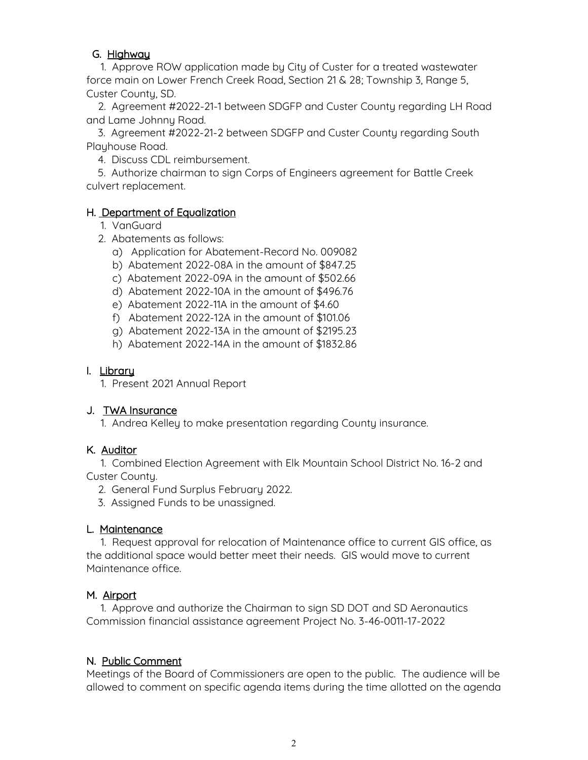## G. Highway

1. Approve ROW application made by City of Custer for a treated wastewater force main on Lower French Creek Road, Section 21 & 28; Township 3, Range 5, Custer County, SD.
2. Agreement #2022-21-1 between SDGFP and Custer County regarding LH Road and Lame Johnny Road.
3. Agreement #2022-21-2 between SDGFP and Custer County regarding South Playhouse Road.
4. Discuss CDL reimbursement.
5. Authorize chairman to sign Corps of Engineers agreement for Battle Creek culvert replacement.

## H. Department of Equalization

1. VanGuard
2. Abatements as follows:
   a) Application for Abatement-Record No. 009082
   b) Abatement 2022-08A in the amount of $847.25
   c) Abatement 2022-09A in the amount of $502.66
   d) Abatement 2022-10A in the amount of $496.76
   e) Abatement 2022-11A in the amount of $4.60
   f) Abatement 2022-12A in the amount of $101.06
   g) Abatement 2022-13A in the amount of $2195.23
   h) Abatement 2022-14A in the amount of $1832.86

## I. Library

1. Present 2021 Annual Report

## J. TWA Insurance

1. Andrea Kelley to make presentation regarding County insurance.

## K. Auditor

1. Combined Election Agreement with Elk Mountain School District No. 16-2 and Custer County.
2. General Fund Surplus February 2022.
3. Assigned Funds to be unassigned.

## L. Maintenance

1. Request approval for relocation of Maintenance office to current GIS office, as the additional space would better meet their needs. GIS would move to current Maintenance office.

## M. Airport

1. Approve and authorize the Chairman to sign SD DOT and SD Aeronautics Commission financial assistance agreement Project No. 3-46-0011-17-2022

## N. Public Comment

Meetings of the Board of Commissioners are open to the public. The audience will be allowed to comment on specific agenda items during the time allotted on the agenda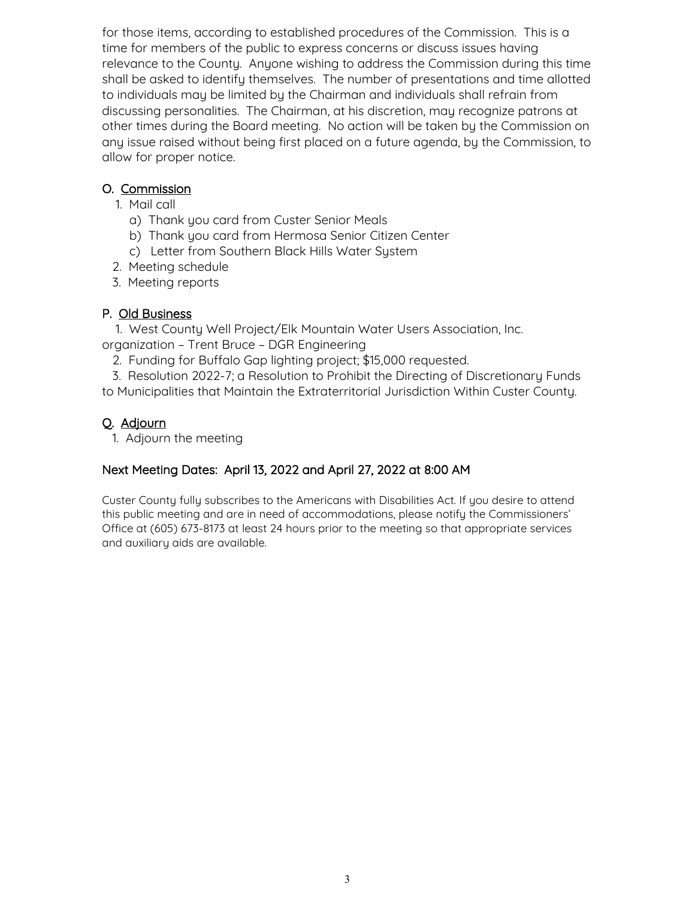for those items, according to established procedures of the Commission. This is a time for members of the public to express concerns or discuss issues having relevance to the County. Anyone wishing to address the Commission during this time shall be asked to identify themselves. The number of presentations and time allotted to individuals may be limited by the Chairman and individuals shall refrain from discussing personalities. The Chairman, at his discretion, may recognize patrons at other times during the Board meeting. No action will be taken by the Commission on any issue raised without being first placed on a future agenda, by the Commission, to allow for proper notice.

## O. Commission

1. Mail call
   - a) Thank you card from Custer Senior Meals
   - b) Thank you card from Hermosa Senior Citizen Center
   - c) Letter from Southern Black Hills Water System
2. Meeting schedule
3. Meeting reports

## P. Old Business

1. West County Well Project/Elk Mountain Water Users Association, Inc. organization – Trent Bruce – DGR Engineering
2. Funding for Buffalo Gap lighting project; $15,000 requested.
3. Resolution 2022-7; a Resolution to Prohibit the Directing of Discretionary Funds to Municipalities that Maintain the Extraterritorial Jurisdiction Within Custer County.

## Q. Adjourn

1. Adjourn the meeting

## Next Meeting Dates: April 13, 2022 and April 27, 2022 at 8:00 AM

Custer County fully subscribes to the Americans with Disabilities Act. If you desire to attend this public meeting and are in need of accommodations, please notify the Commissioners' Office at (605) 673-8173 at least 24 hours prior to the meeting so that appropriate services and auxiliary aids are available.